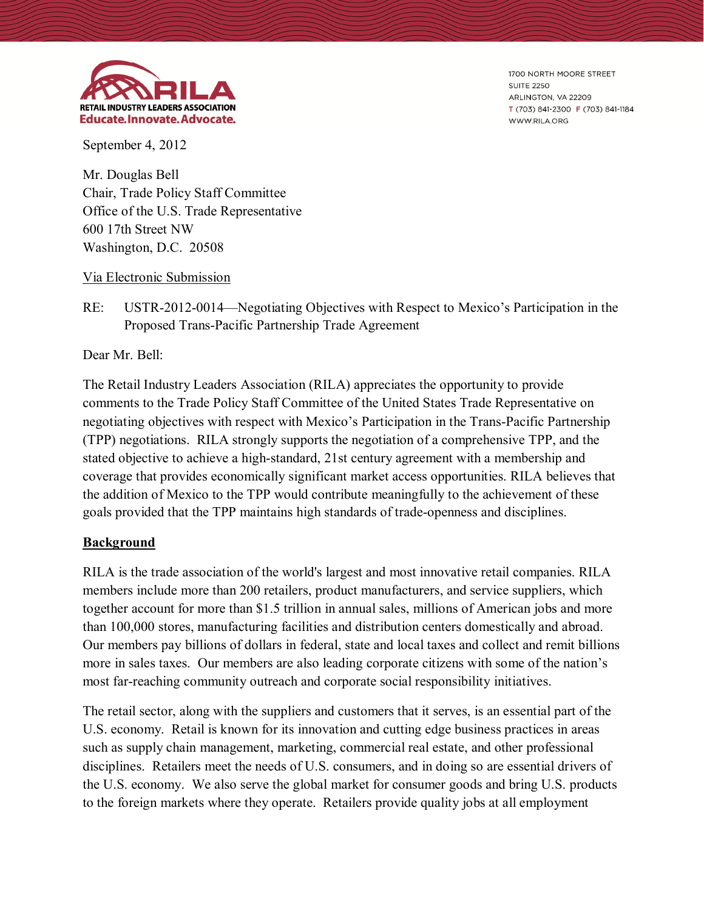RETAIL INDUSTRY LEADERS ASSOCIATION
Educate.Innovate.Advocate.

1700 NORTH MOORE STREET
SUITE 2250
ARLINGTON, VA 22209
T (703) 841-2300 F (703) 841-1184
WWW.RILA.ORG

September 4, 2012

Mr. Douglas Bell
Chair, Trade Policy Staff Committee
Office of the U.S. Trade Representative
600 17th Street NW
Washington, D.C. 20508

Via Electronic Submission

RE: USTR-2012-0014—Negotiating Objectives with Respect to Mexico's Participation in the Proposed Trans-Pacific Partnership Trade Agreement

Dear Mr. Bell:

The Retail Industry Leaders Association (RILA) appreciates the opportunity to provide comments to the Trade Policy Staff Committee of the United States Trade Representative on negotiating objectives with respect with Mexico's Participation in the Trans-Pacific Partnership (TPP) negotiations. RILA strongly supports the negotiation of a comprehensive TPP, and the stated objective to achieve a high-standard, 21st century agreement with a membership and coverage that provides economically significant market access opportunities. RILA believes that the addition of Mexico to the TPP would contribute meaningfully to the achievement of these goals provided that the TPP maintains high standards of trade-openness and disciplines.

**Background**

RILA is the trade association of the world's largest and most innovative retail companies. RILA members include more than 200 retailers, product manufacturers, and service suppliers, which together account for more than $1.5 trillion in annual sales, millions of American jobs and more than 100,000 stores, manufacturing facilities and distribution centers domestically and abroad. Our members pay billions of dollars in federal, state and local taxes and collect and remit billions more in sales taxes. Our members are also leading corporate citizens with some of the nation's most far-reaching community outreach and corporate social responsibility initiatives.

The retail sector, along with the suppliers and customers that it serves, is an essential part of the U.S. economy. Retail is known for its innovation and cutting edge business practices in areas such as supply chain management, marketing, commercial real estate, and other professional disciplines. Retailers meet the needs of U.S. consumers, and in doing so are essential drivers of the U.S. economy. We also serve the global market for consumer goods and bring U.S. products to the foreign markets where they operate. Retailers provide quality jobs at all employment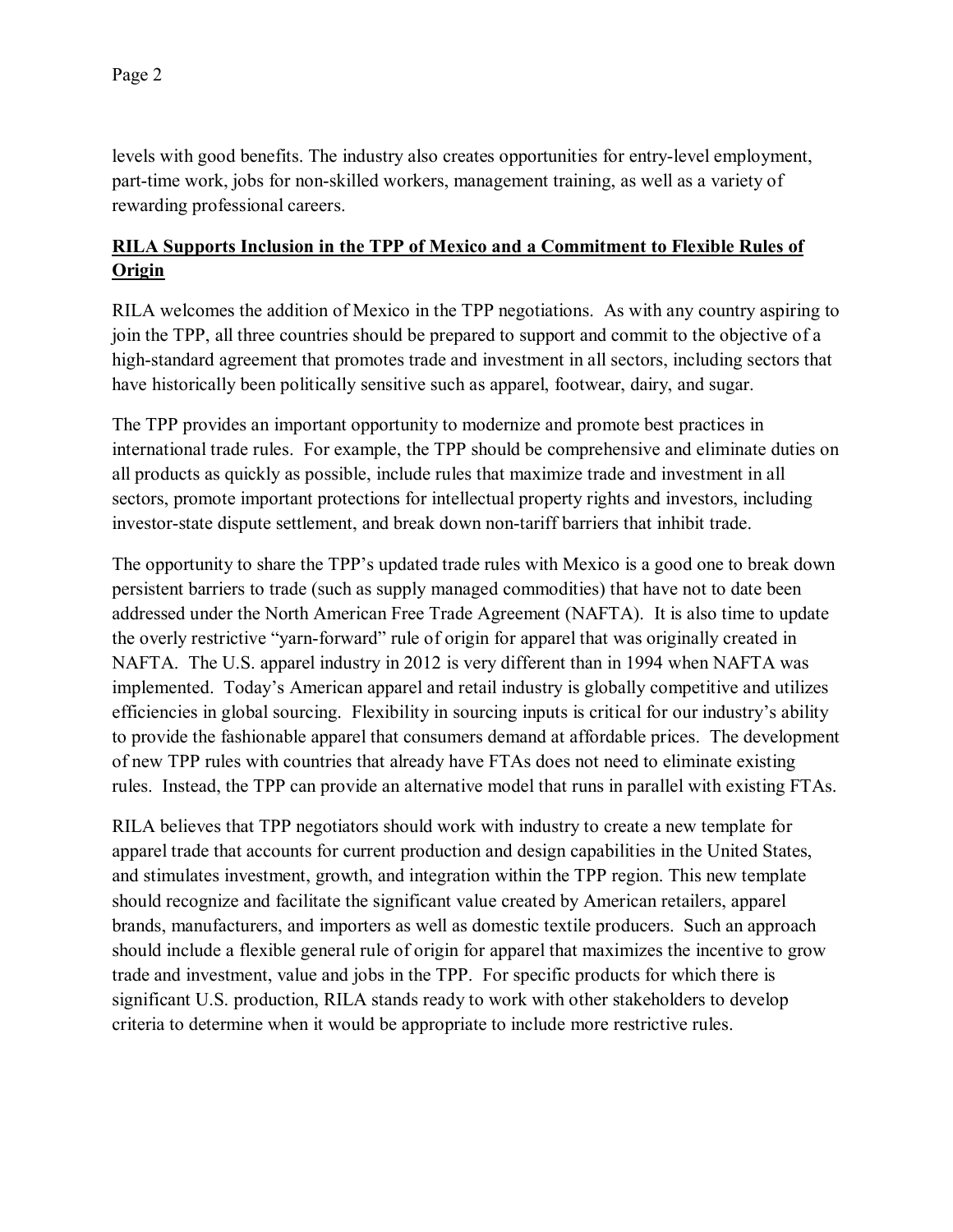levels with good benefits. The industry also creates opportunities for entry-level employment, part-time work, jobs for non-skilled workers, management training, as well as a variety of rewarding professional careers.

## RILA Supports Inclusion in the TPP of Mexico and a Commitment to Flexible Rules of Origin

RILA welcomes the addition of Mexico in the TPP negotiations. As with any country aspiring to join the TPP, all three countries should be prepared to support and commit to the objective of a high-standard agreement that promotes trade and investment in all sectors, including sectors that have historically been politically sensitive such as apparel, footwear, dairy, and sugar.

The TPP provides an important opportunity to modernize and promote best practices in international trade rules. For example, the TPP should be comprehensive and eliminate duties on all products as quickly as possible, include rules that maximize trade and investment in all sectors, promote important protections for intellectual property rights and investors, including investor-state dispute settlement, and break down non-tariff barriers that inhibit trade.

The opportunity to share the TPP's updated trade rules with Mexico is a good one to break down persistent barriers to trade (such as supply managed commodities) that have not to date been addressed under the North American Free Trade Agreement (NAFTA). It is also time to update the overly restrictive "yarn-forward" rule of origin for apparel that was originally created in NAFTA. The U.S. apparel industry in 2012 is very different than in 1994 when NAFTA was implemented. Today's American apparel and retail industry is globally competitive and utilizes efficiencies in global sourcing. Flexibility in sourcing inputs is critical for our industry's ability to provide the fashionable apparel that consumers demand at affordable prices. The development of new TPP rules with countries that already have FTAs does not need to eliminate existing rules. Instead, the TPP can provide an alternative model that runs in parallel with existing FTAs.

RILA believes that TPP negotiators should work with industry to create a new template for apparel trade that accounts for current production and design capabilities in the United States, and stimulates investment, growth, and integration within the TPP region. This new template should recognize and facilitate the significant value created by American retailers, apparel brands, manufacturers, and importers as well as domestic textile producers. Such an approach should include a flexible general rule of origin for apparel that maximizes the incentive to grow trade and investment, value and jobs in the TPP. For specific products for which there is significant U.S. production, RILA stands ready to work with other stakeholders to develop criteria to determine when it would be appropriate to include more restrictive rules.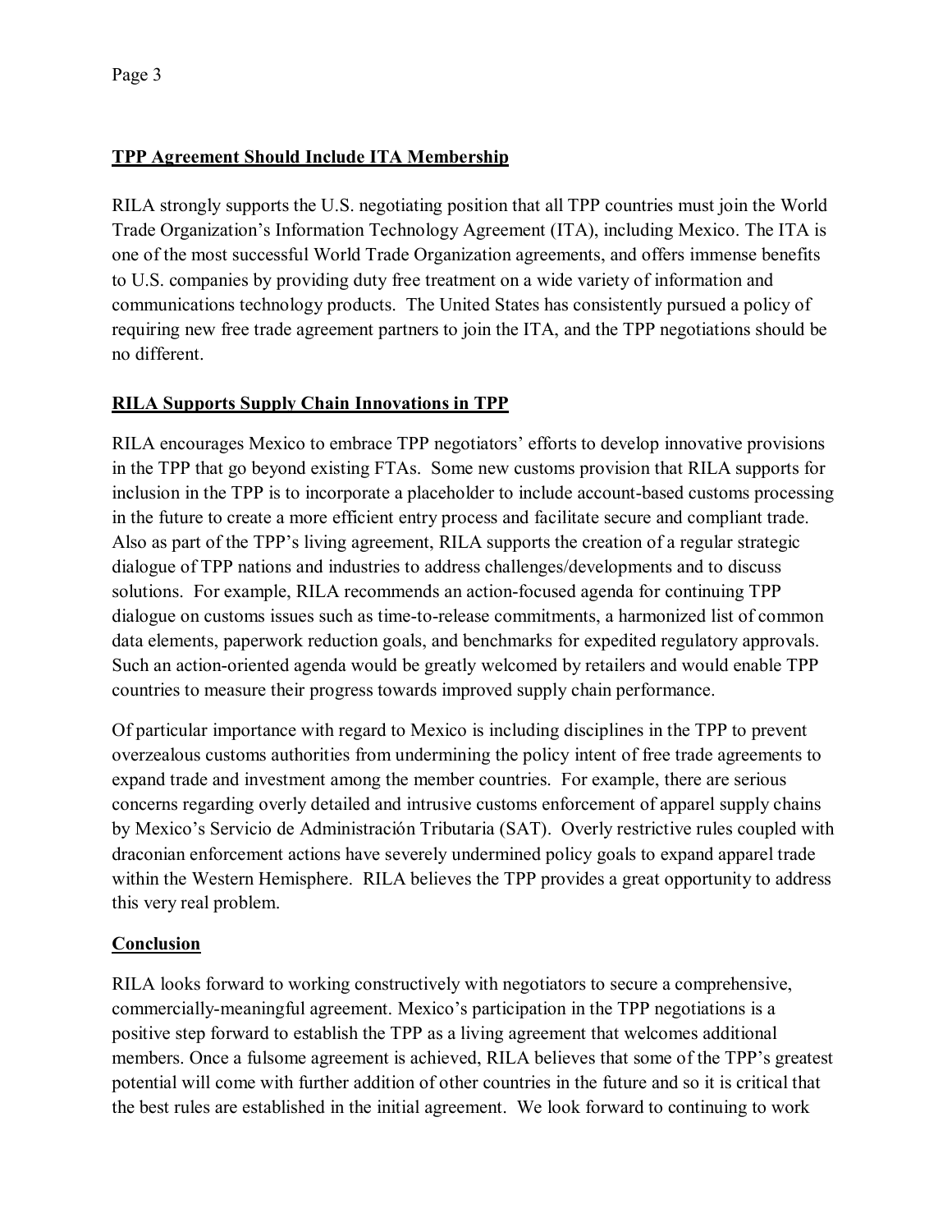## TPP Agreement Should Include ITA Membership

RILA strongly supports the U.S. negotiating position that all TPP countries must join the World Trade Organization's Information Technology Agreement (ITA), including Mexico. The ITA is one of the most successful World Trade Organization agreements, and offers immense benefits to U.S. companies by providing duty free treatment on a wide variety of information and communications technology products. The United States has consistently pursued a policy of requiring new free trade agreement partners to join the ITA, and the TPP negotiations should be no different.

## RILA Supports Supply Chain Innovations in TPP

RILA encourages Mexico to embrace TPP negotiators' efforts to develop innovative provisions in the TPP that go beyond existing FTAs. Some new customs provision that RILA supports for inclusion in the TPP is to incorporate a placeholder to include account-based customs processing in the future to create a more efficient entry process and facilitate secure and compliant trade. Also as part of the TPP's living agreement, RILA supports the creation of a regular strategic dialogue of TPP nations and industries to address challenges/developments and to discuss solutions. For example, RILA recommends an action-focused agenda for continuing TPP dialogue on customs issues such as time-to-release commitments, a harmonized list of common data elements, paperwork reduction goals, and benchmarks for expedited regulatory approvals. Such an action-oriented agenda would be greatly welcomed by retailers and would enable TPP countries to measure their progress towards improved supply chain performance.

Of particular importance with regard to Mexico is including disciplines in the TPP to prevent overzealous customs authorities from undermining the policy intent of free trade agreements to expand trade and investment among the member countries. For example, there are serious concerns regarding overly detailed and intrusive customs enforcement of apparel supply chains by Mexico's Servicio de Administración Tributaria (SAT). Overly restrictive rules coupled with draconian enforcement actions have severely undermined policy goals to expand apparel trade within the Western Hemisphere. RILA believes the TPP provides a great opportunity to address this very real problem.

## Conclusion

RILA looks forward to working constructively with negotiators to secure a comprehensive, commercially-meaningful agreement. Mexico's participation in the TPP negotiations is a positive step forward to establish the TPP as a living agreement that welcomes additional members. Once a fulsome agreement is achieved, RILA believes that some of the TPP's greatest potential will come with further addition of other countries in the future and so it is critical that the best rules are established in the initial agreement. We look forward to continuing to work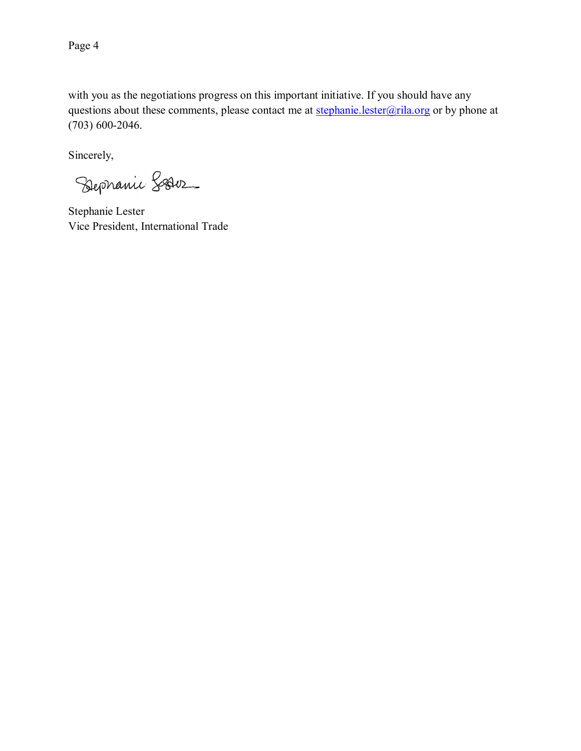with you as the negotiations progress on this important initiative. If you should have any questions about these comments, please contact me at stephanie.lester@rila.org or by phone at (703) 600-2046.

Sincerely,

Stephanie Lester
Vice President, International Trade